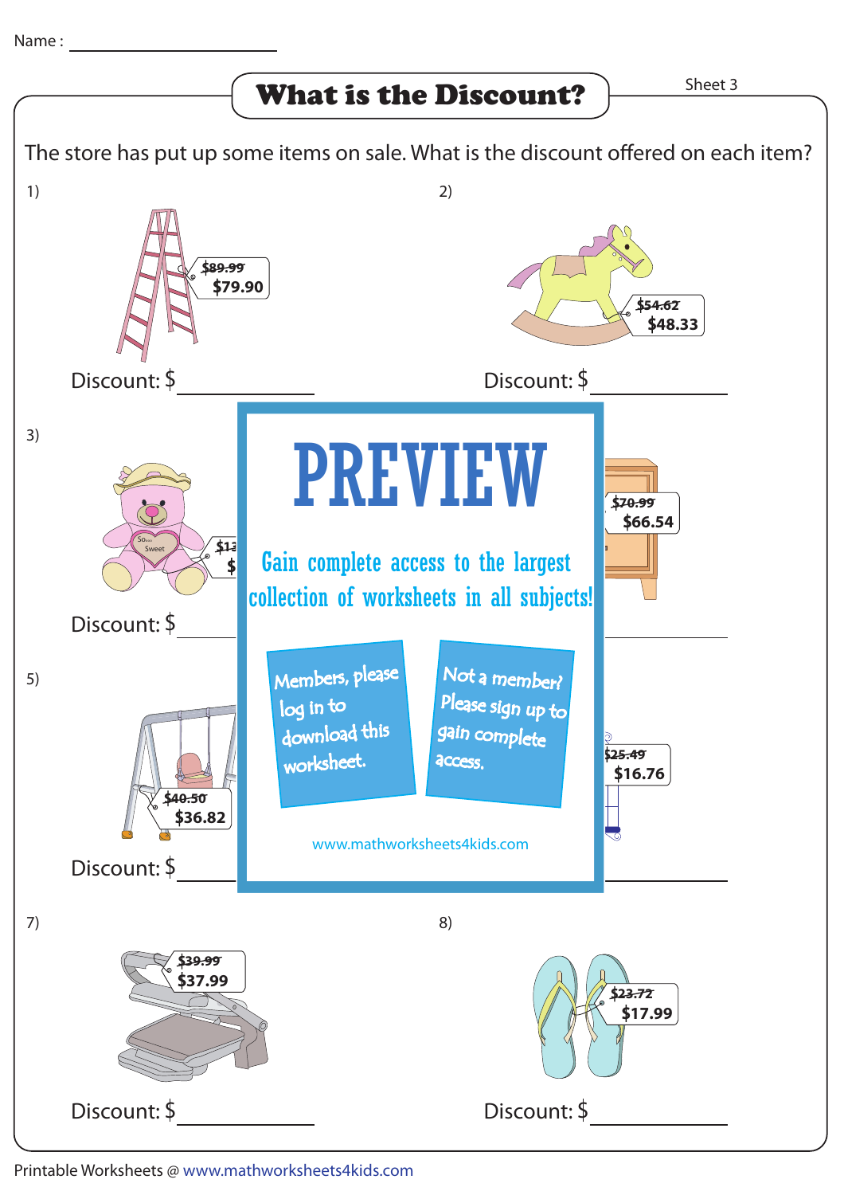Name : ____________________

# What is the Discount?

Sheet 3

The store has put up some items on sale. What is the discount offered on each item?

1) ~~$89.99~~ $79.90

Discount: $ __________

2) ~~$54.62~~ $48.33

Discount: $ __________

3) ~~$13~~ $

Discount: $ __________

4) ~~$70.99~~ $66.54

5) ~~$40.50~~ $36.82

Discount: $ __________

6) ~~$25.49~~ $16.76

7) ~~$39.99~~ $37.99

Discount: $ __________

8) ~~$23.72~~ $17.99

Discount: $ __________

**PREVIEW**

Gain complete access to the largest collection of worksheets in all subjects!

Members, please log in to download this worksheet.

Not a member? Please sign up to gain complete access.

www.mathworksheets4kids.com

Printable Worksheets @ www.mathworksheets4kids.com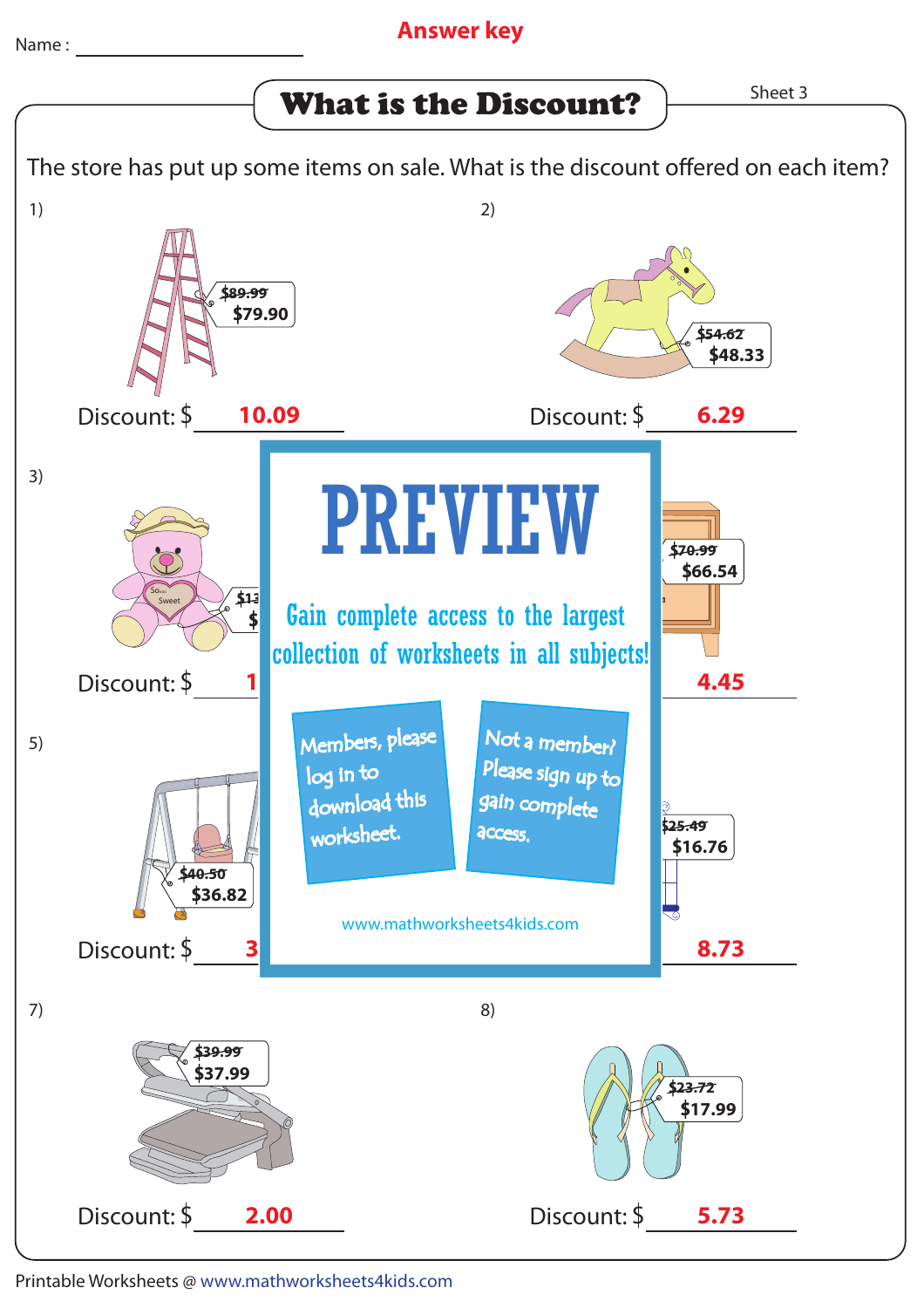Name : ______________________

**Answer key**

# What is the Discount?

Sheet 3

The store has put up some items on sale. What is the discount offered on each item?

1)

~~$89.99~~
$79.90

Discount: $ **10.09**

2)

~~$54.62~~
$48.33

Discount: $ **6.29**

3)

~~$13~~
$

Discount: $ **1**

4)

~~$70.99~~
$66.54

**4.45**

5)

~~$40.50~~
$36.82

Discount: $ **3**

6)

~~$25.49~~
$16.76

**8.73**

PREVIEW

Gain complete access to the largest collection of worksheets in all subjects!

Members, please log in to download this worksheet.

Not a member? Please sign up to gain complete access.

www.mathworksheets4kids.com

7)

~~$39.99~~
$37.99

Discount: $ **2.00**

8)

~~$23.72~~
$17.99

Discount: $ **5.73**

Printable Worksheets @ www.mathworksheets4kids.com